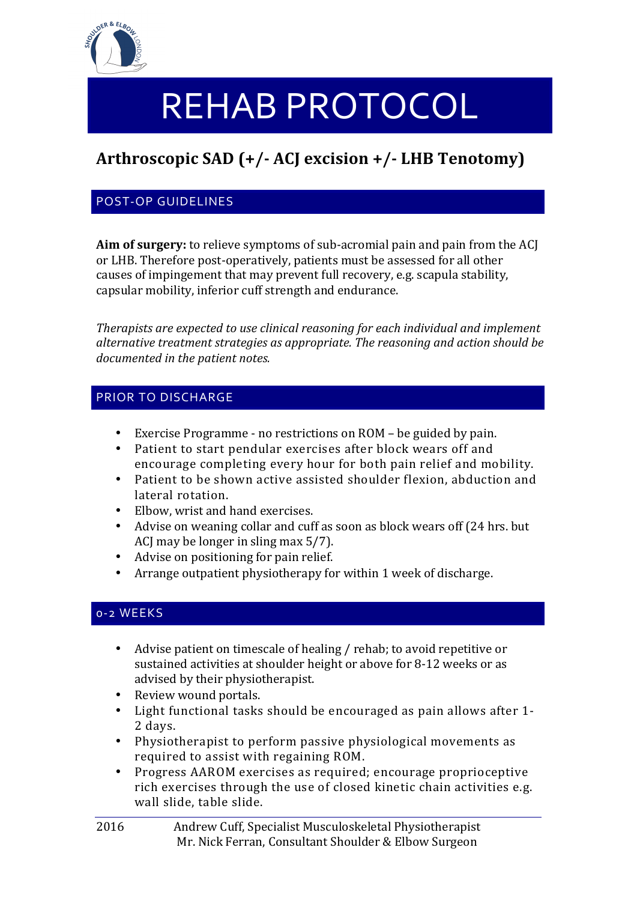# REHAB PROTOCOL

## Arthroscopic SAD (+/- ACJ excision +/- LHB Tenotomy)

### POST-OP GUIDELINES

**Aim of surgery:** to relieve symptoms of sub-acromial pain and pain from the ACJ or LHB. Therefore post-operatively, patients must be assessed for all other causes of impingement that may prevent full recovery, e.g. scapula stability, capsular mobility, inferior cuff strength and endurance.

*Therapists are expected to use clinical reasoning for each individual and implement alternative treatment strategies as appropriate. The reasoning and action should be documented in the patient notes.*

### PRIOR TO DISCHARGE

- Exercise Programme - no restrictions on ROM – be guided by pain.
- Patient to start pendular exercises after block wears off and encourage completing every hour for both pain relief and mobility.
- Patient to be shown active assisted shoulder flexion, abduction and lateral rotation.
- Elbow, wrist and hand exercises.
- Advise on weaning collar and cuff as soon as block wears off (24 hrs. but ACJ may be longer in sling max 5/7).
- Advise on positioning for pain relief.
- Arrange outpatient physiotherapy for within 1 week of discharge.

### 0-2 WEEKS

- Advise patient on timescale of healing / rehab; to avoid repetitive or sustained activities at shoulder height or above for 8-12 weeks or as advised by their physiotherapist.
- Review wound portals.
- Light functional tasks should be encouraged as pain allows after 1-2 days.
- Physiotherapist to perform passive physiological movements as required to assist with regaining ROM.
- Progress AAROM exercises as required; encourage proprioceptive rich exercises through the use of closed kinetic chain activities e.g. wall slide, table slide.

2016 Andrew Cuff, Specialist Musculoskeletal Physiotherapist
Mr. Nick Ferran, Consultant Shoulder & Elbow Surgeon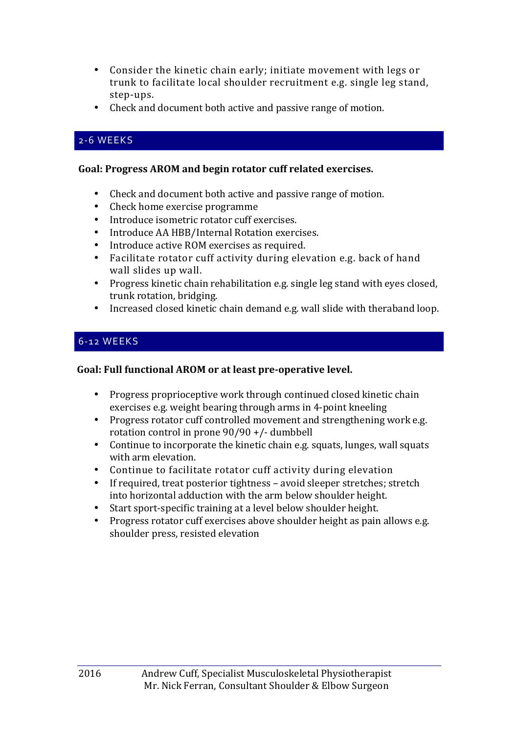- Consider the kinetic chain early; initiate movement with legs or trunk to facilitate local shoulder recruitment e.g. single leg stand, step-ups.
- Check and document both active and passive range of motion.

## 2-6 WEEKS

**Goal: Progress AROM and begin rotator cuff related exercises.**

- Check and document both active and passive range of motion.
- Check home exercise programme
- Introduce isometric rotator cuff exercises.
- Introduce AA HBB/Internal Rotation exercises.
- Introduce active ROM exercises as required.
- Facilitate rotator cuff activity during elevation e.g. back of hand wall slides up wall.
- Progress kinetic chain rehabilitation e.g. single leg stand with eyes closed, trunk rotation, bridging.
- Increased closed kinetic chain demand e.g. wall slide with theraband loop.

## 6-12 WEEKS

**Goal: Full functional AROM or at least pre-operative level.**

- Progress proprioceptive work through continued closed kinetic chain exercises e.g. weight bearing through arms in 4-point kneeling
- Progress rotator cuff controlled movement and strengthening work e.g. rotation control in prone 90/90 +/- dumbbell
- Continue to incorporate the kinetic chain e.g. squats, lunges, wall squats with arm elevation.
- Continue to facilitate rotator cuff activity during elevation
- If required, treat posterior tightness – avoid sleeper stretches; stretch into horizontal adduction with the arm below shoulder height.
- Start sport-specific training at a level below shoulder height.
- Progress rotator cuff exercises above shoulder height as pain allows e.g. shoulder press, resisted elevation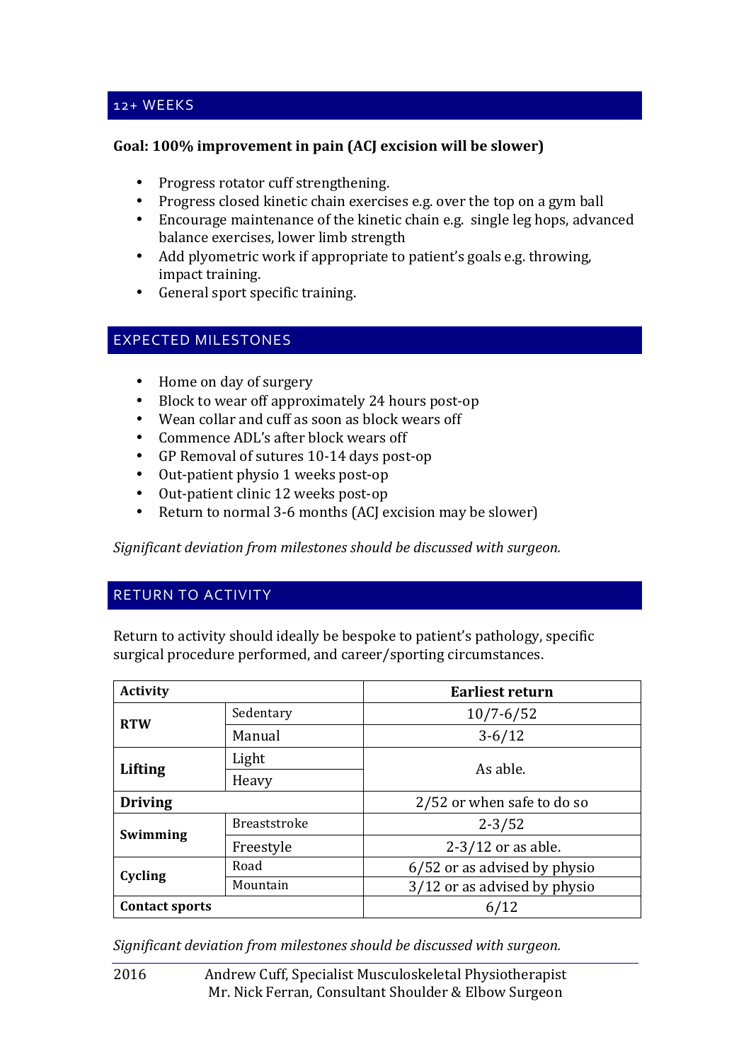## 12+ WEEKS

**Goal: 100% improvement in pain (ACJ excision will be slower)**

- Progress rotator cuff strengthening.
- Progress closed kinetic chain exercises e.g. over the top on a gym ball
- Encourage maintenance of the kinetic chain e.g. single leg hops, advanced balance exercises, lower limb strength
- Add plyometric work if appropriate to patient's goals e.g. throwing, impact training.
- General sport specific training.

## EXPECTED MILESTONES

- Home on day of surgery
- Block to wear off approximately 24 hours post-op
- Wean collar and cuff as soon as block wears off
- Commence ADL's after block wears off
- GP Removal of sutures 10-14 days post-op
- Out-patient physio 1 weeks post-op
- Out-patient clinic 12 weeks post-op
- Return to normal 3-6 months (ACJ excision may be slower)

*Significant deviation from milestones should be discussed with surgeon.*

## RETURN TO ACTIVITY

Return to activity should ideally be bespoke to patient's pathology, specific surgical procedure performed, and career/sporting circumstances.

| Activity | | Earliest return |
|---|---|---|
| **RTW** | Sedentary | 10/7-6/52 |
| | Manual | 3-6/12 |
| **Lifting** | Light | As able. |
| | Heavy | |
| **Driving** | | 2/52 or when safe to do so |
| **Swimming** | Breaststroke | 2-3/52 |
| | Freestyle | 2-3/12 or as able. |
| **Cycling** | Road | 6/52 or as advised by physio |
| | Mountain | 3/12 or as advised by physio |
| **Contact sports** | | 6/12 |

*Significant deviation from milestones should be discussed with surgeon.*

2016 Andrew Cuff, Specialist Musculoskeletal Physiotherapist
Mr. Nick Ferran, Consultant Shoulder & Elbow Surgeon